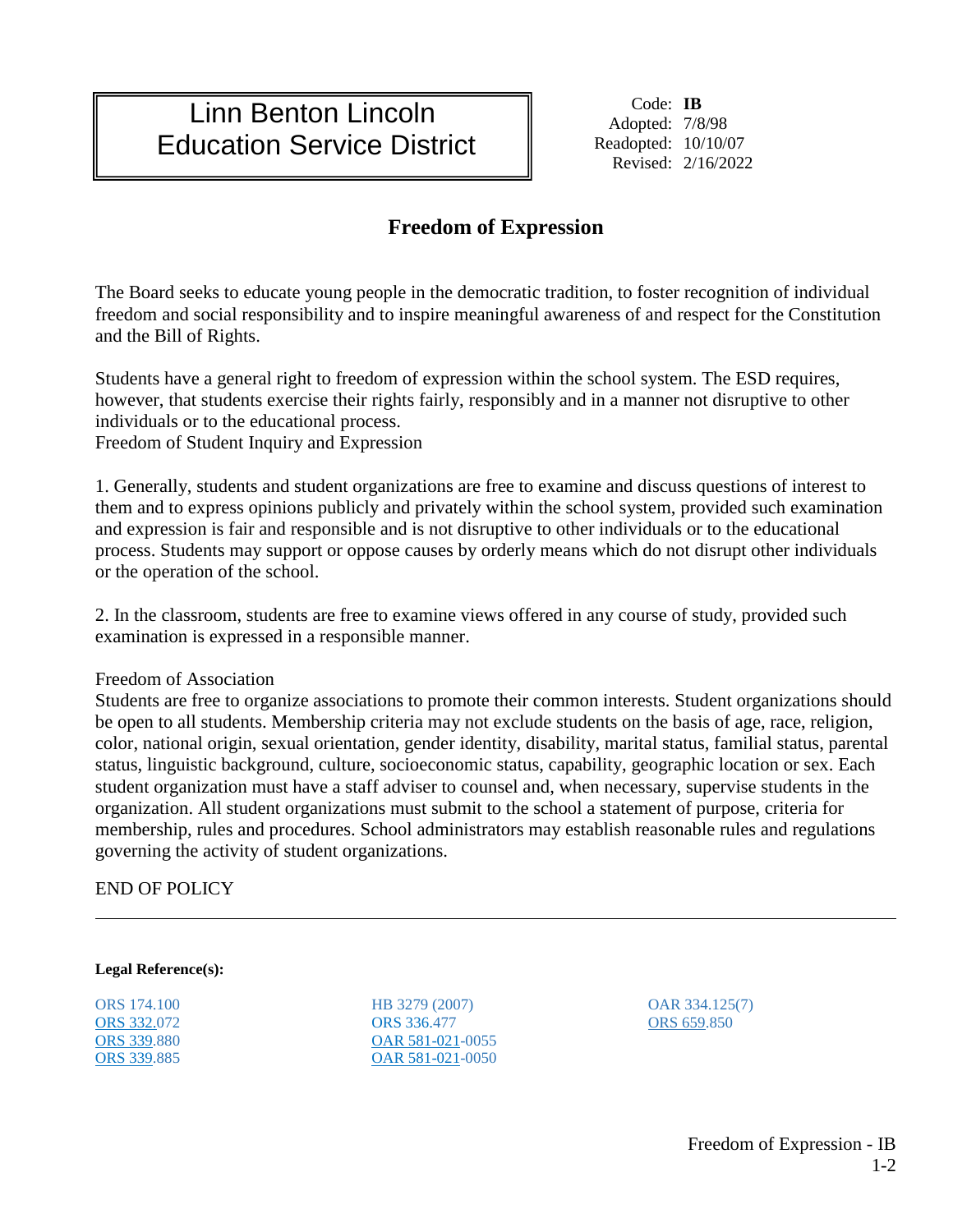# Linn Benton Lincoln Education Service District

Code: **IB**
Adopted: 7/8/98
Readopted: 10/10/07
Revised: 2/16/2022

## Freedom of Expression

The Board seeks to educate young people in the democratic tradition, to foster recognition of individual freedom and social responsibility and to inspire meaningful awareness of and respect for the Constitution and the Bill of Rights.

Students have a general right to freedom of expression within the school system. The ESD requires, however, that students exercise their rights fairly, responsibly and in a manner not disruptive to other individuals or to the educational process.
Freedom of Student Inquiry and Expression

1. Generally, students and student organizations are free to examine and discuss questions of interest to them and to express opinions publicly and privately within the school system, provided such examination and expression is fair and responsible and is not disruptive to other individuals or to the educational process. Students may support or oppose causes by orderly means which do not disrupt other individuals or the operation of the school.

2. In the classroom, students are free to examine views offered in any course of study, provided such examination is expressed in a responsible manner.

Freedom of Association
Students are free to organize associations to promote their common interests. Student organizations should be open to all students. Membership criteria may not exclude students on the basis of age, race, religion, color, national origin, sexual orientation, gender identity, disability, marital status, familial status, parental status, linguistic background, culture, socioeconomic status, capability, geographic location or sex. Each student organization must have a staff adviser to counsel and, when necessary, supervise students in the organization. All student organizations must submit to the school a statement of purpose, criteria for membership, rules and procedures. School administrators may establish reasonable rules and regulations governing the activity of student organizations.

END OF POLICY

---

**Legal Reference(s):**

ORS 174.100
ORS 332.072
ORS 339.880
ORS 339.885
HB 3279 (2007)
ORS 336.477
OAR 581-021-0055
OAR 581-021-0050
OAR 334.125(7)
ORS 659.850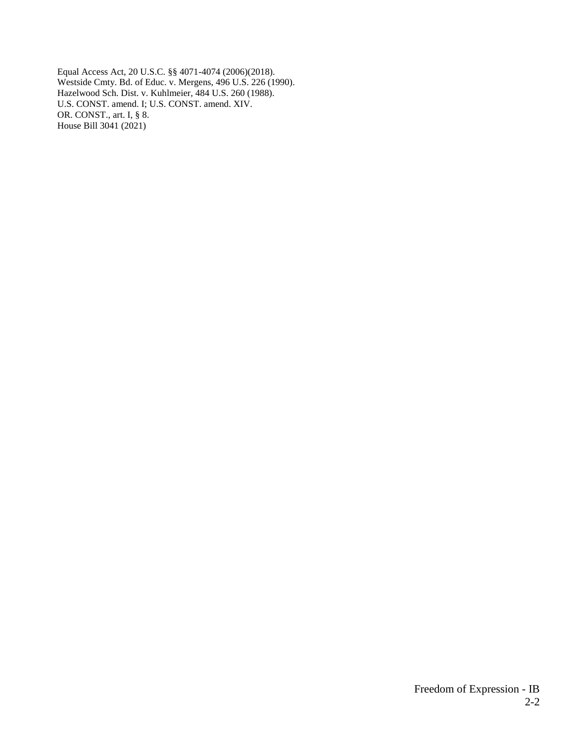Equal Access Act, 20 U.S.C. §§ 4071-4074 (2006)(2018).
Westside Cmty. Bd. of Educ. v. Mergens, 496 U.S. 226 (1990).
Hazelwood Sch. Dist. v. Kuhlmeier, 484 U.S. 260 (1988).
U.S. CONST. amend. I; U.S. CONST. amend. XIV.
OR. CONST., art. I, § 8.
House Bill 3041 (2021)